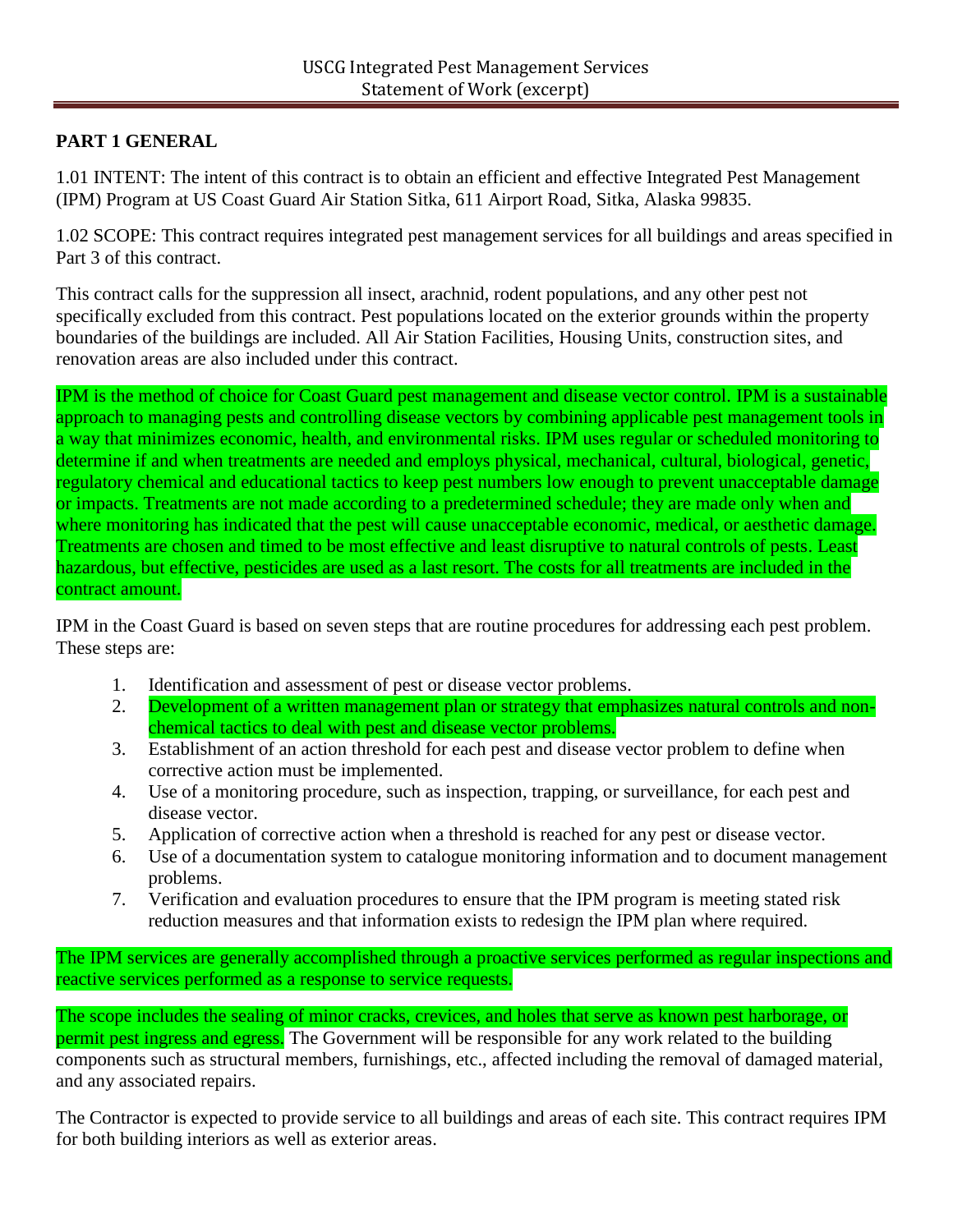USCG Integrated Pest Management Services
Statement of Work (excerpt)

## PART 1 GENERAL

1.01 INTENT: The intent of this contract is to obtain an efficient and effective Integrated Pest Management (IPM) Program at US Coast Guard Air Station Sitka, 611 Airport Road, Sitka, Alaska 99835.

1.02 SCOPE: This contract requires integrated pest management services for all buildings and areas specified in Part 3 of this contract.

This contract calls for the suppression all insect, arachnid, rodent populations, and any other pest not specifically excluded from this contract. Pest populations located on the exterior grounds within the property boundaries of the buildings are included. All Air Station Facilities, Housing Units, construction sites, and renovation areas are also included under this contract.

IPM is the method of choice for Coast Guard pest management and disease vector control. IPM is a sustainable approach to managing pests and controlling disease vectors by combining applicable pest management tools in a way that minimizes economic, health, and environmental risks. IPM uses regular or scheduled monitoring to determine if and when treatments are needed and employs physical, mechanical, cultural, biological, genetic, regulatory chemical and educational tactics to keep pest numbers low enough to prevent unacceptable damage or impacts. Treatments are not made according to a predetermined schedule; they are made only when and where monitoring has indicated that the pest will cause unacceptable economic, medical, or aesthetic damage. Treatments are chosen and timed to be most effective and least disruptive to natural controls of pests. Least hazardous, but effective, pesticides are used as a last resort. The costs for all treatments are included in the contract amount.

IPM in the Coast Guard is based on seven steps that are routine procedures for addressing each pest problem. These steps are:

1. Identification and assessment of pest or disease vector problems.
2. Development of a written management plan or strategy that emphasizes natural controls and non-chemical tactics to deal with pest and disease vector problems.
3. Establishment of an action threshold for each pest and disease vector problem to define when corrective action must be implemented.
4. Use of a monitoring procedure, such as inspection, trapping, or surveillance, for each pest and disease vector.
5. Application of corrective action when a threshold is reached for any pest or disease vector.
6. Use of a documentation system to catalogue monitoring information and to document management problems.
7. Verification and evaluation procedures to ensure that the IPM program is meeting stated risk reduction measures and that information exists to redesign the IPM plan where required.

The IPM services are generally accomplished through a proactive services performed as regular inspections and reactive services performed as a response to service requests.

The scope includes the sealing of minor cracks, crevices, and holes that serve as known pest harborage, or permit pest ingress and egress. The Government will be responsible for any work related to the building components such as structural members, furnishings, etc., affected including the removal of damaged material, and any associated repairs.

The Contractor is expected to provide service to all buildings and areas of each site. This contract requires IPM for both building interiors as well as exterior areas.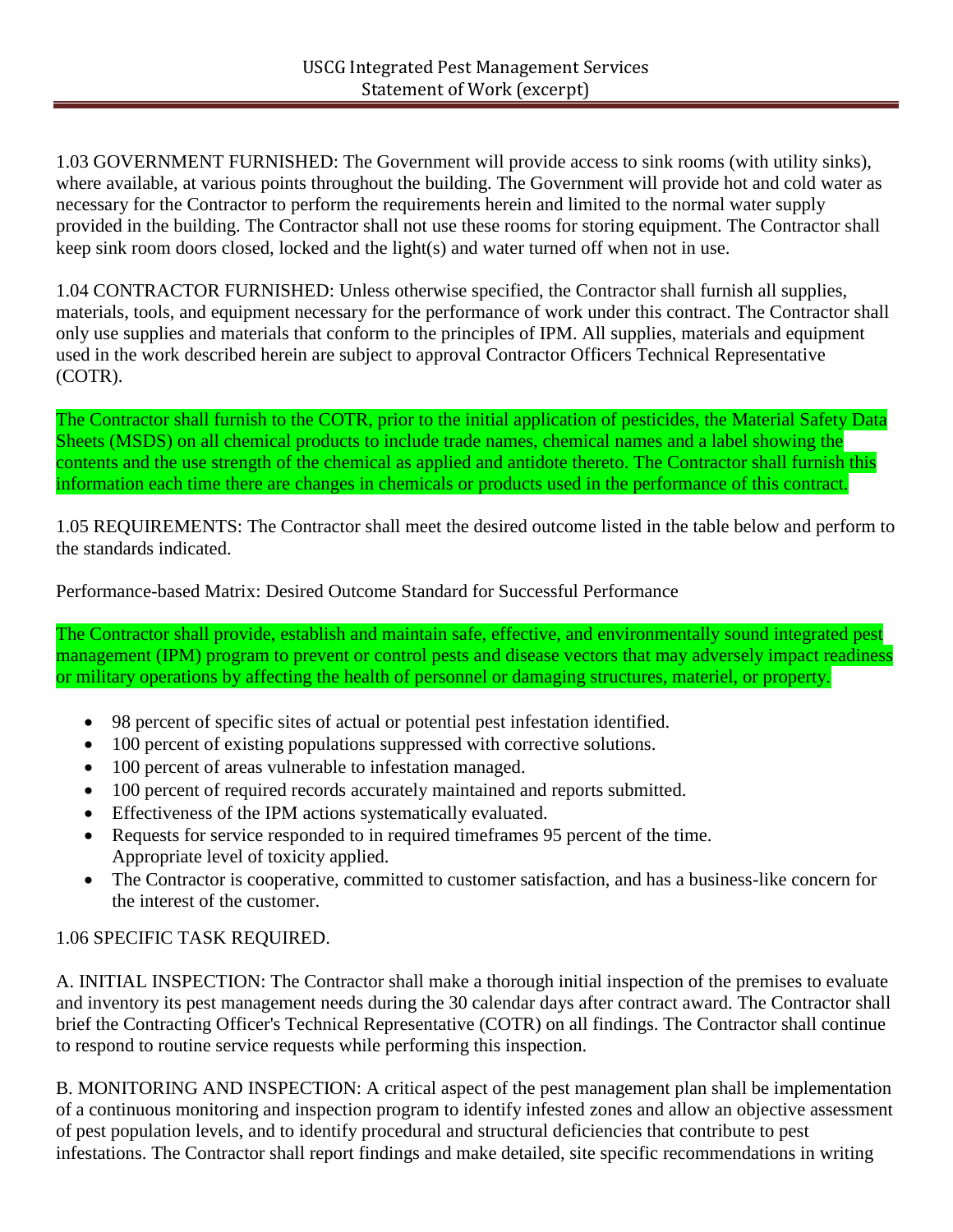1.03 GOVERNMENT FURNISHED: The Government will provide access to sink rooms (with utility sinks), where available, at various points throughout the building. The Government will provide hot and cold water as necessary for the Contractor to perform the requirements herein and limited to the normal water supply provided in the building. The Contractor shall not use these rooms for storing equipment. The Contractor shall keep sink room doors closed, locked and the light(s) and water turned off when not in use.

1.04 CONTRACTOR FURNISHED: Unless otherwise specified, the Contractor shall furnish all supplies, materials, tools, and equipment necessary for the performance of work under this contract. The Contractor shall only use supplies and materials that conform to the principles of IPM. All supplies, materials and equipment used in the work described herein are subject to approval Contractor Officers Technical Representative (COTR).

The Contractor shall furnish to the COTR, prior to the initial application of pesticides, the Material Safety Data Sheets (MSDS) on all chemical products to include trade names, chemical names and a label showing the contents and the use strength of the chemical as applied and antidote thereto. The Contractor shall furnish this information each time there are changes in chemicals or products used in the performance of this contract.

1.05 REQUIREMENTS: The Contractor shall meet the desired outcome listed in the table below and perform to the standards indicated.

Performance-based Matrix: Desired Outcome Standard for Successful Performance

The Contractor shall provide, establish and maintain safe, effective, and environmentally sound integrated pest management (IPM) program to prevent or control pests and disease vectors that may adversely impact readiness or military operations by affecting the health of personnel or damaging structures, materiel, or property.

- 98 percent of specific sites of actual or potential pest infestation identified.
- 100 percent of existing populations suppressed with corrective solutions.
- 100 percent of areas vulnerable to infestation managed.
- 100 percent of required records accurately maintained and reports submitted.
- Effectiveness of the IPM actions systematically evaluated.
- Requests for service responded to in required timeframes 95 percent of the time. Appropriate level of toxicity applied.
- The Contractor is cooperative, committed to customer satisfaction, and has a business-like concern for the interest of the customer.

1.06 SPECIFIC TASK REQUIRED.

A. INITIAL INSPECTION: The Contractor shall make a thorough initial inspection of the premises to evaluate and inventory its pest management needs during the 30 calendar days after contract award. The Contractor shall brief the Contracting Officer's Technical Representative (COTR) on all findings. The Contractor shall continue to respond to routine service requests while performing this inspection.

B. MONITORING AND INSPECTION: A critical aspect of the pest management plan shall be implementation of a continuous monitoring and inspection program to identify infested zones and allow an objective assessment of pest population levels, and to identify procedural and structural deficiencies that contribute to pest infestations. The Contractor shall report findings and make detailed, site specific recommendations in writing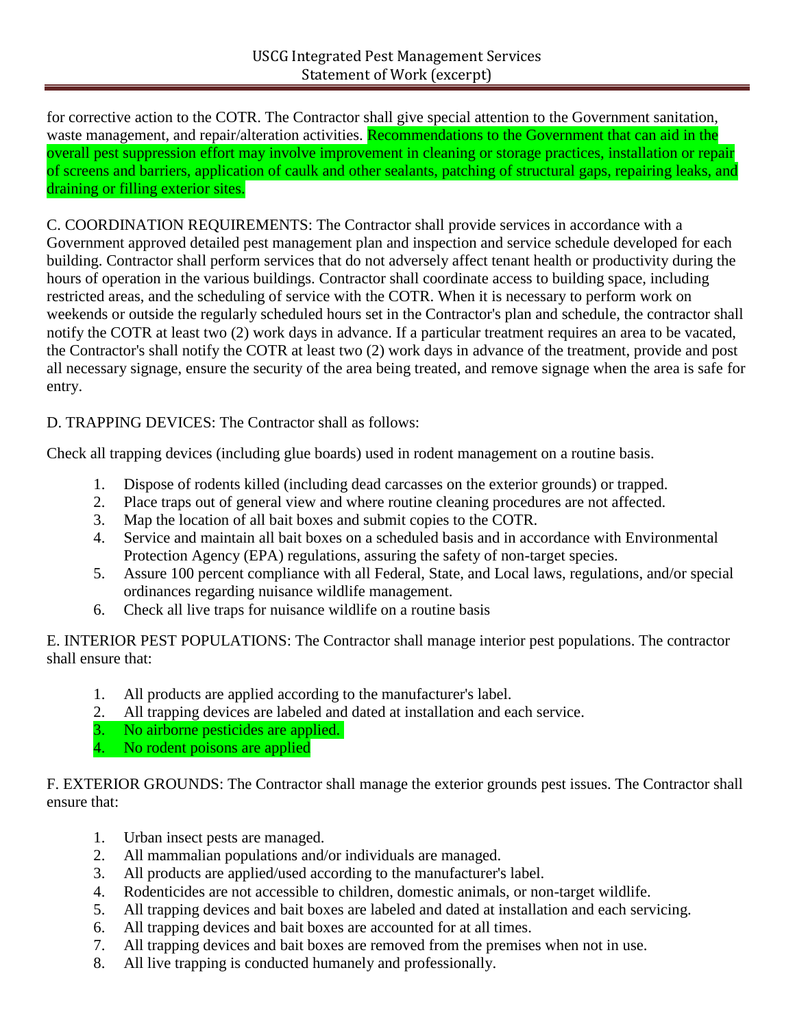for corrective action to the COTR. The Contractor shall give special attention to the Government sanitation, waste management, and repair/alteration activities. Recommendations to the Government that can aid in the overall pest suppression effort may involve improvement in cleaning or storage practices, installation or repair of screens and barriers, application of caulk and other sealants, patching of structural gaps, repairing leaks, and draining or filling exterior sites.

C. COORDINATION REQUIREMENTS: The Contractor shall provide services in accordance with a Government approved detailed pest management plan and inspection and service schedule developed for each building. Contractor shall perform services that do not adversely affect tenant health or productivity during the hours of operation in the various buildings. Contractor shall coordinate access to building space, including restricted areas, and the scheduling of service with the COTR. When it is necessary to perform work on weekends or outside the regularly scheduled hours set in the Contractor's plan and schedule, the contractor shall notify the COTR at least two (2) work days in advance. If a particular treatment requires an area to be vacated, the Contractor's shall notify the COTR at least two (2) work days in advance of the treatment, provide and post all necessary signage, ensure the security of the area being treated, and remove signage when the area is safe for entry.

D. TRAPPING DEVICES: The Contractor shall as follows:

Check all trapping devices (including glue boards) used in rodent management on a routine basis.

1. Dispose of rodents killed (including dead carcasses on the exterior grounds) or trapped.
2. Place traps out of general view and where routine cleaning procedures are not affected.
3. Map the location of all bait boxes and submit copies to the COTR.
4. Service and maintain all bait boxes on a scheduled basis and in accordance with Environmental Protection Agency (EPA) regulations, assuring the safety of non-target species.
5. Assure 100 percent compliance with all Federal, State, and Local laws, regulations, and/or special ordinances regarding nuisance wildlife management.
6. Check all live traps for nuisance wildlife on a routine basis

E. INTERIOR PEST POPULATIONS: The Contractor shall manage interior pest populations. The contractor shall ensure that:

1. All products are applied according to the manufacturer's label.
2. All trapping devices are labeled and dated at installation and each service.
3. No airborne pesticides are applied.
4. No rodent poisons are applied

F. EXTERIOR GROUNDS: The Contractor shall manage the exterior grounds pest issues. The Contractor shall ensure that:

1. Urban insect pests are managed.
2. All mammalian populations and/or individuals are managed.
3. All products are applied/used according to the manufacturer's label.
4. Rodenticides are not accessible to children, domestic animals, or non-target wildlife.
5. All trapping devices and bait boxes are labeled and dated at installation and each servicing.
6. All trapping devices and bait boxes are accounted for at all times.
7. All trapping devices and bait boxes are removed from the premises when not in use.
8. All live trapping is conducted humanely and professionally.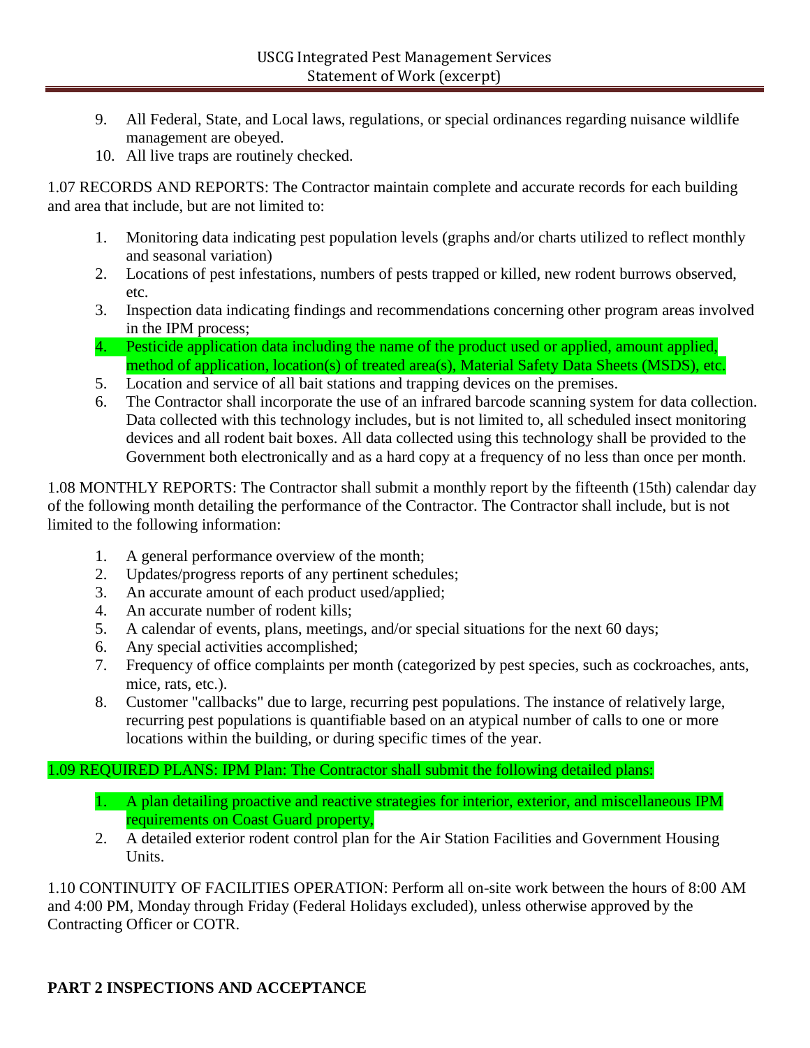9. All Federal, State, and Local laws, regulations, or special ordinances regarding nuisance wildlife management are obeyed.
10. All live traps are routinely checked.

1.07 RECORDS AND REPORTS: The Contractor maintain complete and accurate records for each building and area that include, but are not limited to:

1. Monitoring data indicating pest population levels (graphs and/or charts utilized to reflect monthly and seasonal variation)
2. Locations of pest infestations, numbers of pests trapped or killed, new rodent burrows observed, etc.
3. Inspection data indicating findings and recommendations concerning other program areas involved in the IPM process;
4. Pesticide application data including the name of the product used or applied, amount applied, method of application, location(s) of treated area(s), Material Safety Data Sheets (MSDS), etc.
5. Location and service of all bait stations and trapping devices on the premises.
6. The Contractor shall incorporate the use of an infrared barcode scanning system for data collection. Data collected with this technology includes, but is not limited to, all scheduled insect monitoring devices and all rodent bait boxes. All data collected using this technology shall be provided to the Government both electronically and as a hard copy at a frequency of no less than once per month.

1.08 MONTHLY REPORTS: The Contractor shall submit a monthly report by the fifteenth (15th) calendar day of the following month detailing the performance of the Contractor. The Contractor shall include, but is not limited to the following information:

1. A general performance overview of the month;
2. Updates/progress reports of any pertinent schedules;
3. An accurate amount of each product used/applied;
4. An accurate number of rodent kills;
5. A calendar of events, plans, meetings, and/or special situations for the next 60 days;
6. Any special activities accomplished;
7. Frequency of office complaints per month (categorized by pest species, such as cockroaches, ants, mice, rats, etc.).
8. Customer "callbacks" due to large, recurring pest populations. The instance of relatively large, recurring pest populations is quantifiable based on an atypical number of calls to one or more locations within the building, or during specific times of the year.

1.09 REQUIRED PLANS: IPM Plan: The Contractor shall submit the following detailed plans:

1. A plan detailing proactive and reactive strategies for interior, exterior, and miscellaneous IPM requirements on Coast Guard property,
2. A detailed exterior rodent control plan for the Air Station Facilities and Government Housing Units.

1.10 CONTINUITY OF FACILITIES OPERATION: Perform all on-site work between the hours of 8:00 AM and 4:00 PM, Monday through Friday (Federal Holidays excluded), unless otherwise approved by the Contracting Officer or COTR.

## PART 2 INSPECTIONS AND ACCEPTANCE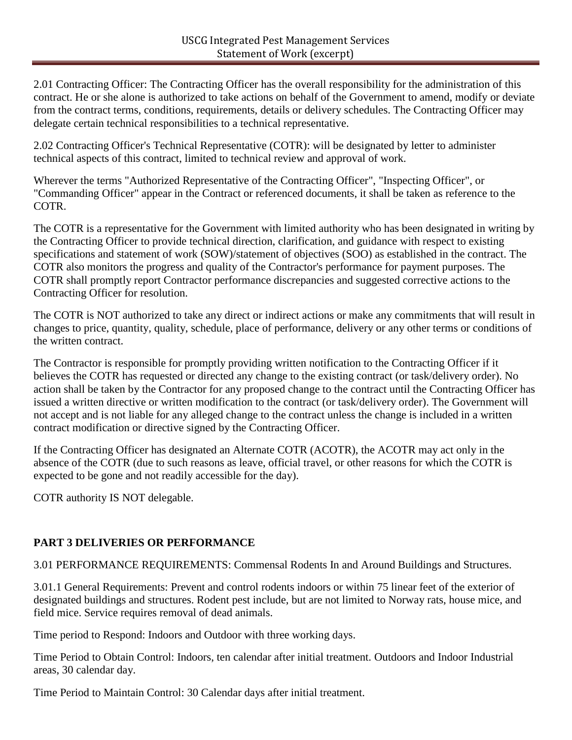2.01 Contracting Officer: The Contracting Officer has the overall responsibility for the administration of this contract. He or she alone is authorized to take actions on behalf of the Government to amend, modify or deviate from the contract terms, conditions, requirements, details or delivery schedules. The Contracting Officer may delegate certain technical responsibilities to a technical representative.

2.02 Contracting Officer's Technical Representative (COTR): will be designated by letter to administer technical aspects of this contract, limited to technical review and approval of work.

Wherever the terms "Authorized Representative of the Contracting Officer", "Inspecting Officer", or "Commanding Officer" appear in the Contract or referenced documents, it shall be taken as reference to the COTR.

The COTR is a representative for the Government with limited authority who has been designated in writing by the Contracting Officer to provide technical direction, clarification, and guidance with respect to existing specifications and statement of work (SOW)/statement of objectives (SOO) as established in the contract. The COTR also monitors the progress and quality of the Contractor's performance for payment purposes. The COTR shall promptly report Contractor performance discrepancies and suggested corrective actions to the Contracting Officer for resolution.

The COTR is NOT authorized to take any direct or indirect actions or make any commitments that will result in changes to price, quantity, quality, schedule, place of performance, delivery or any other terms or conditions of the written contract.

The Contractor is responsible for promptly providing written notification to the Contracting Officer if it believes the COTR has requested or directed any change to the existing contract (or task/delivery order). No action shall be taken by the Contractor for any proposed change to the contract until the Contracting Officer has issued a written directive or written modification to the contract (or task/delivery order). The Government will not accept and is not liable for any alleged change to the contract unless the change is included in a written contract modification or directive signed by the Contracting Officer.

If the Contracting Officer has designated an Alternate COTR (ACOTR), the ACOTR may act only in the absence of the COTR (due to such reasons as leave, official travel, or other reasons for which the COTR is expected to be gone and not readily accessible for the day).

COTR authority IS NOT delegable.

## PART 3 DELIVERIES OR PERFORMANCE

3.01 PERFORMANCE REQUIREMENTS: Commensal Rodents In and Around Buildings and Structures.

3.01.1 General Requirements: Prevent and control rodents indoors or within 75 linear feet of the exterior of designated buildings and structures. Rodent pest include, but are not limited to Norway rats, house mice, and field mice. Service requires removal of dead animals.

Time period to Respond: Indoors and Outdoor with three working days.

Time Period to Obtain Control: Indoors, ten calendar after initial treatment. Outdoors and Indoor Industrial areas, 30 calendar day.

Time Period to Maintain Control: 30 Calendar days after initial treatment.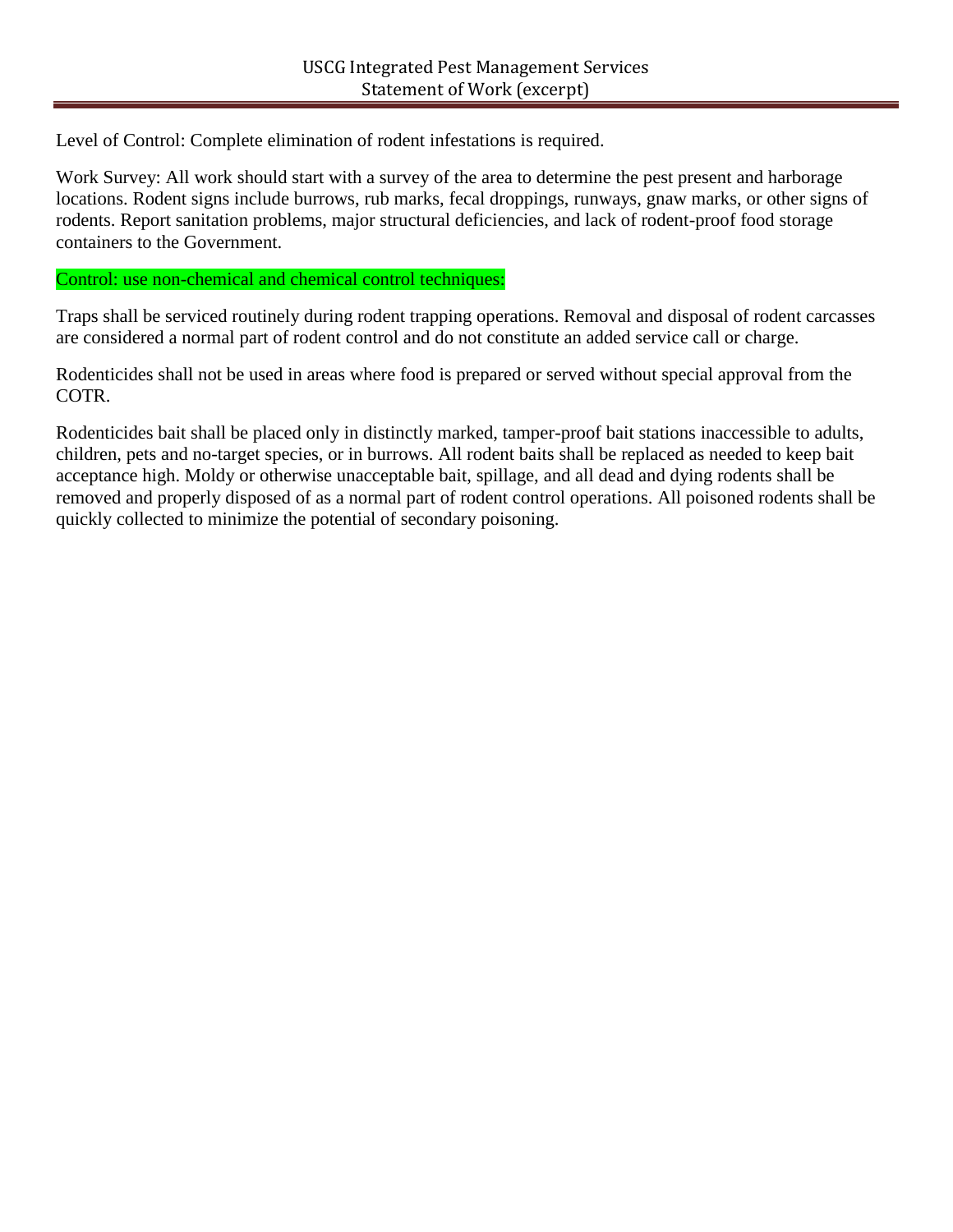Level of Control: Complete elimination of rodent infestations is required.

Work Survey: All work should start with a survey of the area to determine the pest present and harborage locations. Rodent signs include burrows, rub marks, fecal droppings, runways, gnaw marks, or other signs of rodents. Report sanitation problems, major structural deficiencies, and lack of rodent-proof food storage containers to the Government.

Control: use non-chemical and chemical control techniques:

Traps shall be serviced routinely during rodent trapping operations. Removal and disposal of rodent carcasses are considered a normal part of rodent control and do not constitute an added service call or charge.

Rodenticides shall not be used in areas where food is prepared or served without special approval from the COTR.

Rodenticides bait shall be placed only in distinctly marked, tamper-proof bait stations inaccessible to adults, children, pets and no-target species, or in burrows. All rodent baits shall be replaced as needed to keep bait acceptance high. Moldy or otherwise unacceptable bait, spillage, and all dead and dying rodents shall be removed and properly disposed of as a normal part of rodent control operations. All poisoned rodents shall be quickly collected to minimize the potential of secondary poisoning.